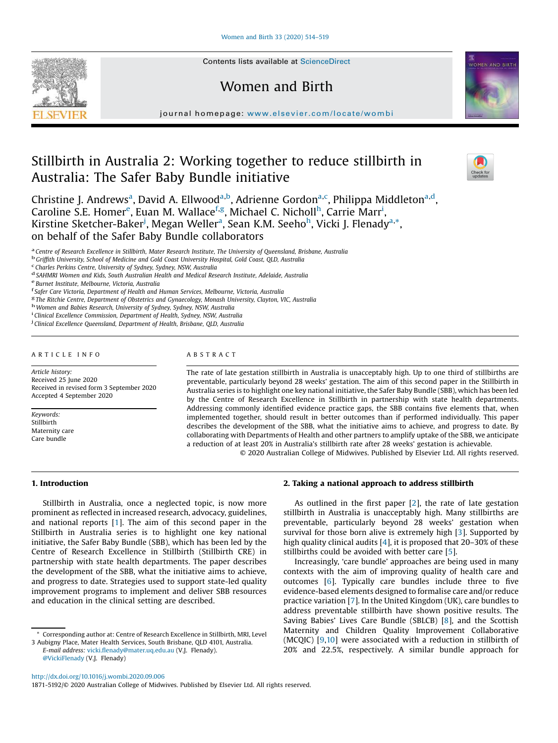# Stillbirth in Australia 2: Working together to reduce stillbirth in Australia: The Safer Baby Bundle initiative

Christine J. Andrews[a], David A. Ellwood[a,b], Adrienne Gordon[a,c], Philippa Middleton[a,d], Caroline S.E. Homer[e], Euan M. Wallace[f,g], Michael C. Nicholl[h], Carrie Marr[i], Kirstine Sketcher-Baker[j], Megan Weller[a], Sean K.M. Seeho[h], Vicki J. Flenady[a,*], on behalf of the Safer Baby Bundle collaborators

[a] Centre of Research Excellence in Stillbirth, Mater Research Institute, The University of Queensland, Brisbane, Australia
[b] Griffith University, School of Medicine and Gold Coast University Hospital, Gold Coast, QLD, Australia
[c] Charles Perkins Centre, University of Sydney, Sydney, NSW, Australia
[d] SAHMRI Women and Kids, South Australian Health and Medical Research Institute, Adelaide, Australia
[e] Burnet Institute, Melbourne, Victoria, Australia
[f] Safer Care Victoria, Department of Health and Human Services, Melbourne, Victoria, Australia
[g] The Ritchie Centre, Department of Obstetrics and Gynaecology, Monash University, Clayton, VIC, Australia
[h] Women and Babies Research, University of Sydney, Sydney, NSW, Australia
[i] Clinical Excellence Commission, Department of Health, Sydney, NSW, Australia
[j] Clinical Excellence Queensland, Department of Health, Brisbane, QLD, Australia

## ARTICLE INFO

*Article history:*
Received 25 June 2020
Received in revised form 3 September 2020
Accepted 4 September 2020

*Keywords:*
Stillbirth
Maternity care
Care bundle

## ABSTRACT

The rate of late gestation stillbirth in Australia is unacceptably high. Up to one third of stillbirths are preventable, particularly beyond 28 weeks' gestation. The aim of this second paper in the Stillbirth in Australia series is to highlight one key national initiative, the Safer Baby Bundle (SBB), which has been led by the Centre of Research Excellence in Stillbirth in partnership with state health departments. Addressing commonly identified evidence practice gaps, the SBB contains five elements that, when implemented together, should result in better outcomes than if performed individually. This paper describes the development of the SBB, what the initiative aims to achieve, and progress to date. By collaborating with Departments of Health and other partners to amplify uptake of the SBB, we anticipate a reduction of at least 20% in Australia's stillbirth rate after 28 weeks' gestation is achievable.

© 2020 Australian College of Midwives. Published by Elsevier Ltd. All rights reserved.

## 1. Introduction

Stillbirth in Australia, once a neglected topic, is now more prominent as reflected in increased research, advocacy, guidelines, and national reports [1]. The aim of this second paper in the Stillbirth in Australia series is to highlight one key national initiative, the Safer Baby Bundle (SBB), which has been led by the Centre of Research Excellence in Stillbirth (Stillbirth CRE) in partnership with state health departments. The paper describes the development of the SBB, what the initiative aims to achieve, and progress to date. Strategies used to support state-led quality improvement programs to implement and deliver SBB resources and education in the clinical setting are described.

## 2. Taking a national approach to address stillbirth

As outlined in the first paper [2], the rate of late gestation stillbirth in Australia is unacceptably high. Many stillbirths are preventable, particularly beyond 28 weeks' gestation when survival for those born alive is extremely high [3]. Supported by high quality clinical audits [4], it is proposed that 20–30% of these stillbirths could be avoided with better care [5].

Increasingly, 'care bundle' approaches are being used in many contexts with the aim of improving quality of health care and outcomes [6]. Typically care bundles include three to five evidence-based elements designed to formalise care and/or reduce practice variation [7]. In the United Kingdom (UK), care bundles to address preventable stillbirth have shown positive results. The Saving Babies' Lives Care Bundle (SBLCB) [8], and the Scottish Maternity and Children Quality Improvement Collaborative (MCQIC) [9,10] were associated with a reduction in stillbirth of 20% and 22.5%, respectively. A similar bundle approach for

* Corresponding author at: Centre of Research Excellence in Stillbirth, MRI, Level 3 Aubigny Place, Mater Health Services, South Brisbane, QLD 4101, Australia.
E-mail address: vicki.flenady@mater.uq.edu.au (V.J. Flenady).
@VickiFlenady (V.J. Flenady)

http://dx.doi.org/10.1016/j.wombi.2020.09.006
1871-5192/© 2020 Australian College of Midwives. Published by Elsevier Ltd. All rights reserved.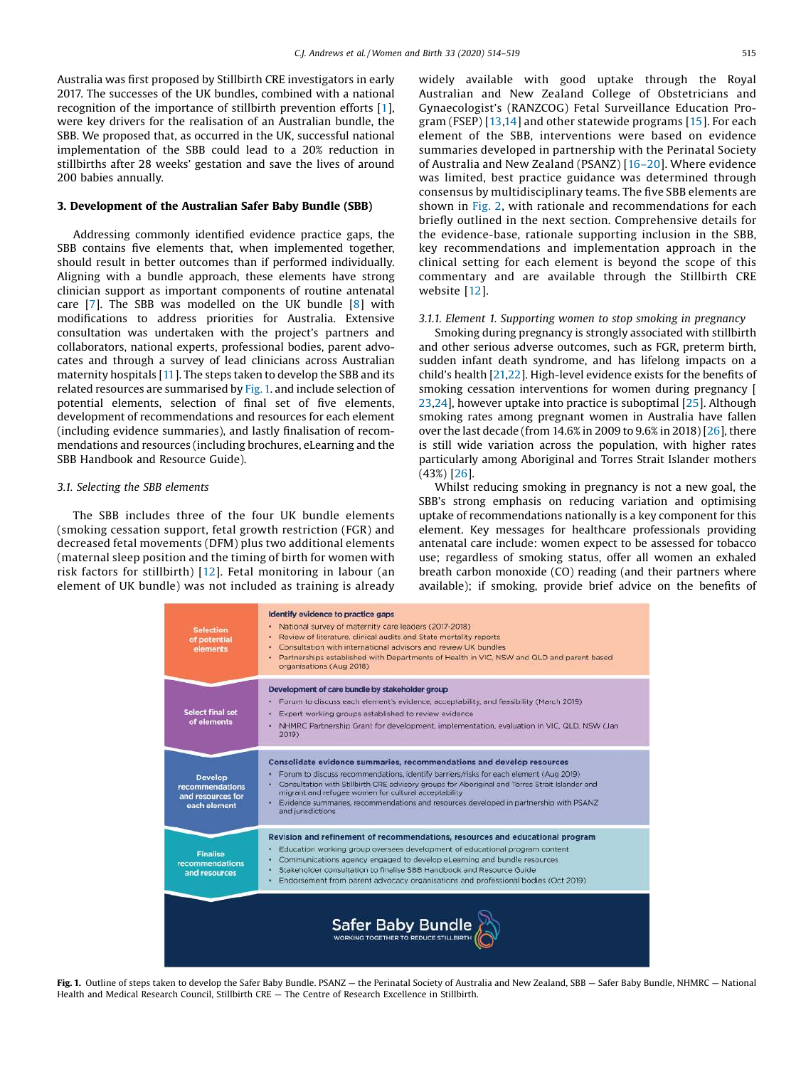Australia was first proposed by Stillbirth CRE investigators in early 2017. The successes of the UK bundles, combined with a national recognition of the importance of stillbirth prevention efforts [1], were key drivers for the realisation of an Australian bundle, the SBB. We proposed that, as occurred in the UK, successful national implementation of the SBB could lead to a 20% reduction in stillbirths after 28 weeks' gestation and save the lives of around 200 babies annually.

## 3. Development of the Australian Safer Baby Bundle (SBB)

Addressing commonly identified evidence practice gaps, the SBB contains five elements that, when implemented together, should result in better outcomes than if performed individually. Aligning with a bundle approach, these elements have strong clinician support as important components of routine antenatal care [7]. The SBB was modelled on the UK bundle [8] with modifications to address priorities for Australia. Extensive consultation was undertaken with the project's partners and collaborators, national experts, professional bodies, parent advocates and through a survey of lead clinicians across Australian maternity hospitals [11]. The steps taken to develop the SBB and its related resources are summarised by Fig. 1. and include selection of potential elements, selection of final set of five elements, development of recommendations and resources for each element (including evidence summaries), and lastly finalisation of recommendations and resources (including brochures, eLearning and the SBB Handbook and Resource Guide).

### 3.1. Selecting the SBB elements

The SBB includes three of the four UK bundle elements (smoking cessation support, fetal growth restriction (FGR) and decreased fetal movements (DFM) plus two additional elements (maternal sleep position and the timing of birth for women with risk factors for stillbirth) [12]. Fetal monitoring in labour (an element of UK bundle) was not included as training is already widely available with good uptake through the Royal Australian and New Zealand College of Obstetricians and Gynaecologist's (RANZCOG) Fetal Surveillance Education Program (FSEP) [13,14] and other statewide programs [15]. For each element of the SBB, interventions were based on evidence summaries developed in partnership with the Perinatal Society of Australia and New Zealand (PSANZ) [16–20]. Where evidence was limited, best practice guidance was determined through consensus by multidisciplinary teams. The five SBB elements are shown in Fig. 2, with rationale and recommendations for each briefly outlined in the next section. Comprehensive details for the evidence-base, rationale supporting inclusion in the SBB, key recommendations and implementation approach in the clinical setting for each element is beyond the scope of this commentary and are available through the Stillbirth CRE website [12].

#### 3.1.1. Element 1. Supporting women to stop smoking in pregnancy

Smoking during pregnancy is strongly associated with stillbirth and other serious adverse outcomes, such as FGR, preterm birth, sudden infant death syndrome, and has lifelong impacts on a child's health [21,22]. High-level evidence exists for the benefits of smoking cessation interventions for women during pregnancy [23,24], however uptake into practice is suboptimal [25]. Although smoking rates among pregnant women in Australia have fallen over the last decade (from 14.6% in 2009 to 9.6% in 2018) [26], there is still wide variation across the population, with higher rates particularly among Aboriginal and Torres Strait Islander mothers (43%) [26].

Whilst reducing smoking in pregnancy is not a new goal, the SBB's strong emphasis on reducing variation and optimising uptake of recommendations nationally is a key component for this element. Key messages for healthcare professionals providing antenatal care include: women expect to be assessed for tobacco use; regardless of smoking status, offer all women an exhaled breath carbon monoxide (CO) reading (and their partners where available); if smoking, provide brief advice on the benefits of

| Selection of potential elements | **Identify evidence to practice gaps**<br>• National survey of maternity care leaders (2017-2018)<br>• Review of literature, clinical audits and State mortality reports<br>• Consultation with international advisors and review UK bundles<br>• Partnerships established with Departments of Health in VIC, NSW and QLD and parent based organisations (Aug 2018) |
|---|---|
| Select final set of elements | **Development of care bundle by stakeholder group**<br>• Forum to discuss each element's evidence, acceptability, and feasibility (March 2019)<br>• Expert working groups established to review evidence<br>• NHMRC Partnership Grant for development, implementation, evaluation in VIC, QLD, NSW (Jan 2019) |
| Develop recommendations and resources for each element | **Consolidate evidence summaries, recommendations and develop resources**<br>• Forum to discuss recommendations, identify barriers/risks for each element (Aug 2019)<br>• Consultation with Stillbirth CRE advisory groups for Aboriginal and Torres Strait Islander and migrant and refugee women for cultural acceptability<br>• Evidence summaries, recommendations and resources developed in partnership with PSANZ and jurisdictions |
| Finalise recommendations and resources | **Revision and refinement of recommendations, resources and educational program**<br>• Education working group oversees development of educational program content<br>• Communications agency engaged to develop eLearning and bundle resources<br>• Stakeholder consultation to finalise SBB Handbook and Resource Guide<br>• Endorsement from parent advocacy organisations and professional bodies (Oct 2019) |
| **Safer Baby Bundle** WORKING TOGETHER TO REDUCE STILLBIRTH | |

**Fig. 1.** Outline of steps taken to develop the Safer Baby Bundle. PSANZ — the Perinatal Society of Australia and New Zealand, SBB — Safer Baby Bundle, NHMRC — National Health and Medical Research Council, Stillbirth CRE — The Centre of Research Excellence in Stillbirth.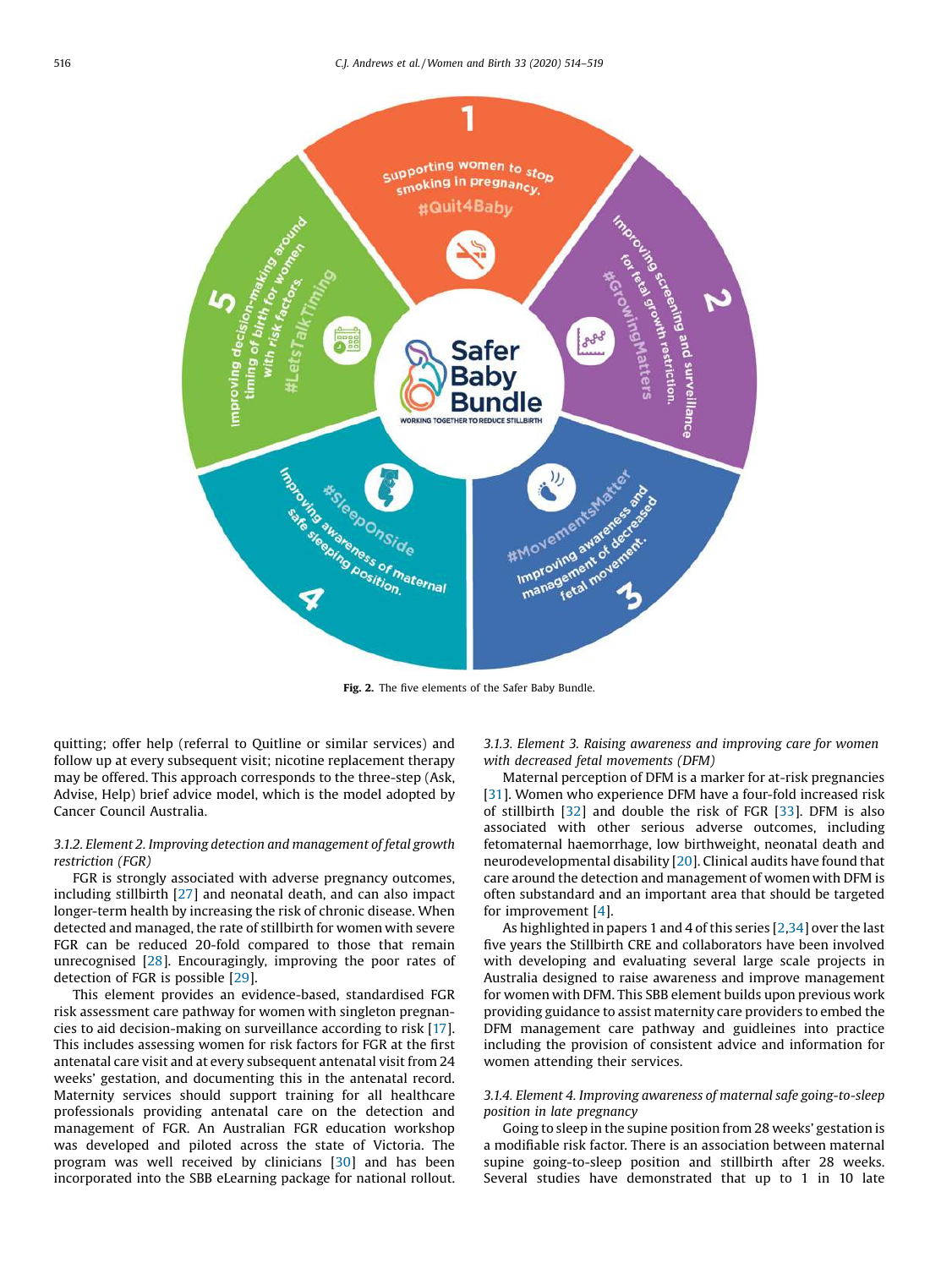Fig. 2. The five elements of the Safer Baby Bundle.

quitting; offer help (referral to Quitline or similar services) and follow up at every subsequent visit; nicotine replacement therapy may be offered. This approach corresponds to the three-step (Ask, Advise, Help) brief advice model, which is the model adopted by Cancer Council Australia.

#### 3.1.2. Element 2. Improving detection and management of fetal growth restriction (FGR)

FGR is strongly associated with adverse pregnancy outcomes, including stillbirth [27] and neonatal death, and can also impact longer-term health by increasing the risk of chronic disease. When detected and managed, the rate of stillbirth for women with severe FGR can be reduced 20-fold compared to those that remain unrecognised [28]. Encouragingly, improving the poor rates of detection of FGR is possible [29].

This element provides an evidence-based, standardised FGR risk assessment care pathway for women with singleton pregnancies to aid decision-making on surveillance according to risk [17]. This includes assessing women for risk factors for FGR at the first antenatal care visit and at every subsequent antenatal visit from 24 weeks' gestation, and documenting this in the antenatal record. Maternity services should support training for all healthcare professionals providing antenatal care on the detection and management of FGR. An Australian FGR education workshop was developed and piloted across the state of Victoria. The program was well received by clinicians [30] and has been incorporated into the SBB eLearning package for national rollout.

#### 3.1.3. Element 3. Raising awareness and improving care for women with decreased fetal movements (DFM)

Maternal perception of DFM is a marker for at-risk pregnancies [31]. Women who experience DFM have a four-fold increased risk of stillbirth [32] and double the risk of FGR [33]. DFM is also associated with other serious adverse outcomes, including fetomaternal haemorrhage, low birthweight, neonatal death and neurodevelopmental disability [20]. Clinical audits have found that care around the detection and management of women with DFM is often substandard and an important area that should be targeted for improvement [4].

As highlighted in papers 1 and 4 of this series [2,34] over the last five years the Stillbirth CRE and collaborators have been involved with developing and evaluating several large scale projects in Australia designed to raise awareness and improve management for women with DFM. This SBB element builds upon previous work providing guidance to assist maternity care providers to embed the DFM management care pathway and guidleines into practice including the provision of consistent advice and information for women attending their services.

#### 3.1.4. Element 4. Improving awareness of maternal safe going-to-sleep position in late pregnancy

Going to sleep in the supine position from 28 weeks' gestation is a modifiable risk factor. There is an association between maternal supine going-to-sleep position and stillbirth after 28 weeks. Several studies have demonstrated that up to 1 in 10 late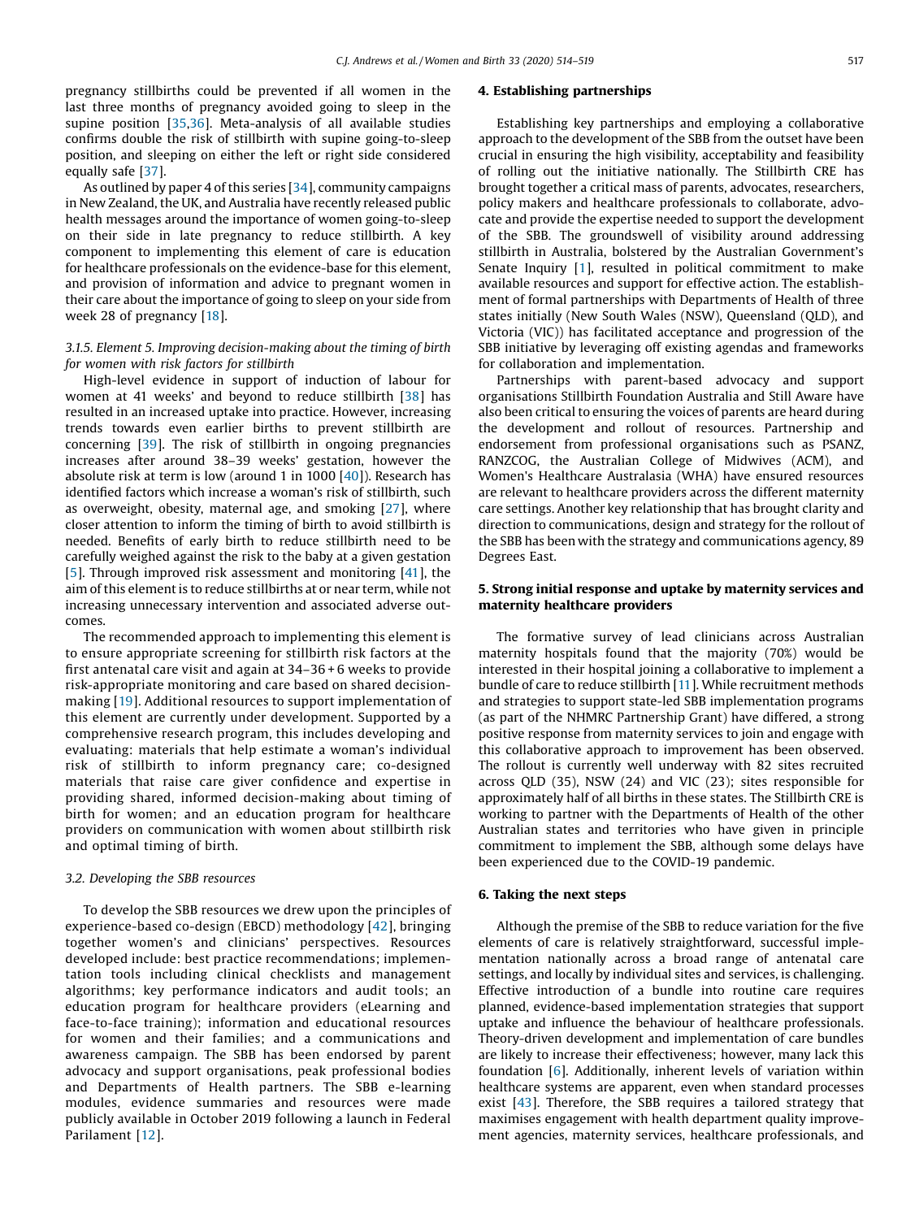pregnancy stillbirths could be prevented if all women in the last three months of pregnancy avoided going to sleep in the supine position [35,36]. Meta-analysis of all available studies confirms double the risk of stillbirth with supine going-to-sleep position, and sleeping on either the left or right side considered equally safe [37].

As outlined by paper 4 of this series [34], community campaigns in New Zealand, the UK, and Australia have recently released public health messages around the importance of women going-to-sleep on their side in late pregnancy to reduce stillbirth. A key component to implementing this element of care is education for healthcare professionals on the evidence-base for this element, and provision of information and advice to pregnant women in their care about the importance of going to sleep on your side from week 28 of pregnancy [18].

### 3.1.5. Element 5. Improving decision-making about the timing of birth for women with risk factors for stillbirth

High-level evidence in support of induction of labour for women at 41 weeks' and beyond to reduce stillbirth [38] has resulted in an increased uptake into practice. However, increasing trends towards even earlier births to prevent stillbirth are concerning [39]. The risk of stillbirth in ongoing pregnancies increases after around 38–39 weeks' gestation, however the absolute risk at term is low (around 1 in 1000 [40]). Research has identified factors which increase a woman's risk of stillbirth, such as overweight, obesity, maternal age, and smoking [27], where closer attention to inform the timing of birth to avoid stillbirth is needed. Benefits of early birth to reduce stillbirth need to be carefully weighed against the risk to the baby at a given gestation [5]. Through improved risk assessment and monitoring [41], the aim of this element is to reduce stillbirths at or near term, while not increasing unnecessary intervention and associated adverse outcomes.

The recommended approach to implementing this element is to ensure appropriate screening for stillbirth risk factors at the first antenatal care visit and again at 34–36 + 6 weeks to provide risk-appropriate monitoring and care based on shared decision-making [19]. Additional resources to support implementation of this element are currently under development. Supported by a comprehensive research program, this includes developing and evaluating: materials that help estimate a woman's individual risk of stillbirth to inform pregnancy care; co-designed materials that raise care giver confidence and expertise in providing shared, informed decision-making about timing of birth for women; and an education program for healthcare providers on communication with women about stillbirth risk and optimal timing of birth.

### 3.2. Developing the SBB resources

To develop the SBB resources we drew upon the principles of experience-based co-design (EBCD) methodology [42], bringing together women's and clinicians' perspectives. Resources developed include: best practice recommendations; implementation tools including clinical checklists and management algorithms; key performance indicators and audit tools; an education program for healthcare providers (eLearning and face-to-face training); information and educational resources for women and their families; and a communications and awareness campaign. The SBB has been endorsed by parent advocacy and support organisations, peak professional bodies and Departments of Health partners. The SBB e-learning modules, evidence summaries and resources were made publicly available in October 2019 following a launch in Federal Parilament [12].

## 4. Establishing partnerships

Establishing key partnerships and employing a collaborative approach to the development of the SBB from the outset have been crucial in ensuring the high visibility, acceptability and feasibility of rolling out the initiative nationally. The Stillbirth CRE has brought together a critical mass of parents, advocates, researchers, policy makers and healthcare professionals to collaborate, advocate and provide the expertise needed to support the development of the SBB. The groundswell of visibility around addressing stillbirth in Australia, bolstered by the Australian Government's Senate Inquiry [1], resulted in political commitment to make available resources and support for effective action. The establishment of formal partnerships with Departments of Health of three states initially (New South Wales (NSW), Queensland (QLD), and Victoria (VIC)) has facilitated acceptance and progression of the SBB initiative by leveraging off existing agendas and frameworks for collaboration and implementation.

Partnerships with parent-based advocacy and support organisations Stillbirth Foundation Australia and Still Aware have also been critical to ensuring the voices of parents are heard during the development and rollout of resources. Partnership and endorsement from professional organisations such as PSANZ, RANZCOG, the Australian College of Midwives (ACM), and Women's Healthcare Australasia (WHA) have ensured resources are relevant to healthcare providers across the different maternity care settings. Another key relationship that has brought clarity and direction to communications, design and strategy for the rollout of the SBB has been with the strategy and communications agency, 89 Degrees East.

## 5. Strong initial response and uptake by maternity services and maternity healthcare providers

The formative survey of lead clinicians across Australian maternity hospitals found that the majority (70%) would be interested in their hospital joining a collaborative to implement a bundle of care to reduce stillbirth [11]. While recruitment methods and strategies to support state-led SBB implementation programs (as part of the NHMRC Partnership Grant) have differed, a strong positive response from maternity services to join and engage with this collaborative approach to improvement has been observed. The rollout is currently well underway with 82 sites recruited across QLD (35), NSW (24) and VIC (23); sites responsible for approximately half of all births in these states. The Stillbirth CRE is working to partner with the Departments of Health of the other Australian states and territories who have given in principle commitment to implement the SBB, although some delays have been experienced due to the COVID-19 pandemic.

## 6. Taking the next steps

Although the premise of the SBB to reduce variation for the five elements of care is relatively straightforward, successful implementation nationally across a broad range of antenatal care settings, and locally by individual sites and services, is challenging. Effective introduction of a bundle into routine care requires planned, evidence-based implementation strategies that support uptake and influence the behaviour of healthcare professionals. Theory-driven development and implementation of care bundles are likely to increase their effectiveness; however, many lack this foundation [6]. Additionally, inherent levels of variation within healthcare systems are apparent, even when standard processes exist [43]. Therefore, the SBB requires a tailored strategy that maximises engagement with health department quality improvement agencies, maternity services, healthcare professionals, and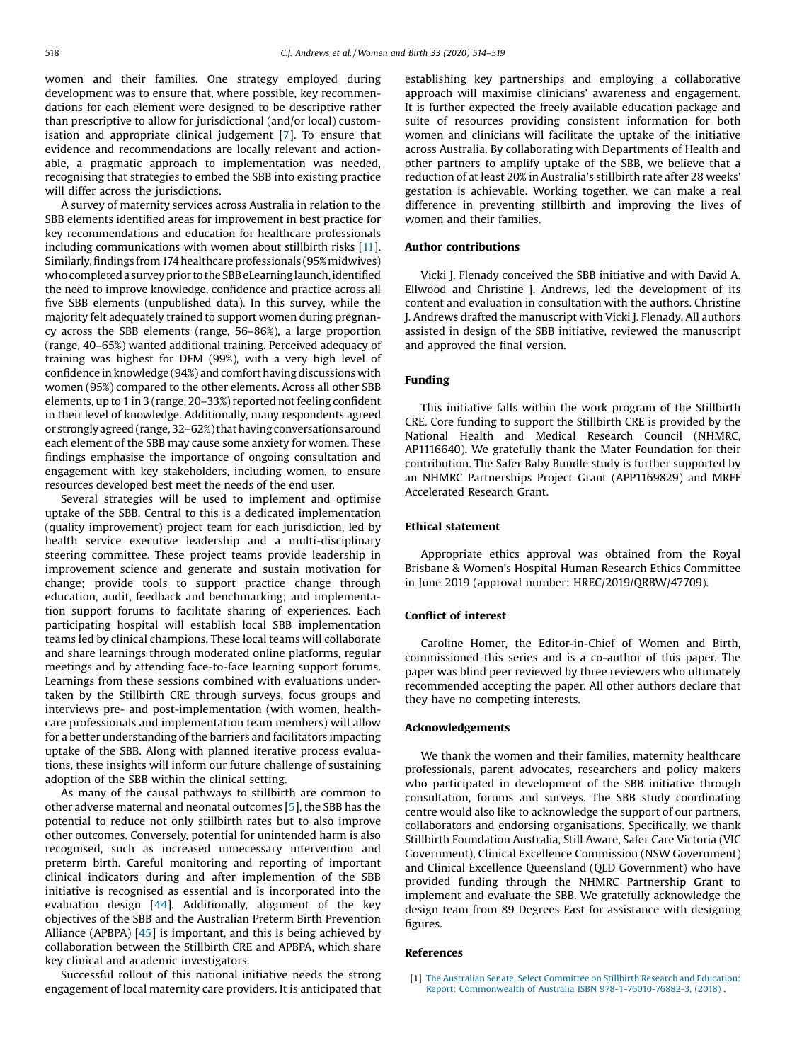women and their families. One strategy employed during development was to ensure that, where possible, key recommendations for each element were designed to be descriptive rather than prescriptive to allow for jurisdictional (and/or local) customisation and appropriate clinical judgement [7]. To ensure that evidence and recommendations are locally relevant and actionable, a pragmatic approach to implementation was needed, recognising that strategies to embed the SBB into existing practice will differ across the jurisdictions.

A survey of maternity services across Australia in relation to the SBB elements identified areas for improvement in best practice for key recommendations and education for healthcare professionals including communications with women about stillbirth risks [11]. Similarly, findings from 174 healthcare professionals (95% midwives) who completed a survey prior to the SBB eLearning launch, identified the need to improve knowledge, confidence and practice across all five SBB elements (unpublished data). In this survey, while the majority felt adequately trained to support women during pregnancy across the SBB elements (range, 56–86%), a large proportion (range, 40–65%) wanted additional training. Perceived adequacy of training was highest for DFM (99%), with a very high level of confidence in knowledge (94%) and comfort having discussions with women (95%) compared to the other elements. Across all other SBB elements, up to 1 in 3 (range, 20–33%) reported not feeling confident in their level of knowledge. Additionally, many respondents agreed or strongly agreed (range, 32–62%) that having conversations around each element of the SBB may cause some anxiety for women. These findings emphasise the importance of ongoing consultation and engagement with key stakeholders, including women, to ensure resources developed best meet the needs of the end user.

Several strategies will be used to implement and optimise uptake of the SBB. Central to this is a dedicated implementation (quality improvement) project team for each jurisdiction, led by health service executive leadership and a multi-disciplinary steering committee. These project teams provide leadership in improvement science and generate and sustain motivation for change; provide tools to support practice change through education, audit, feedback and benchmarking; and implementation support forums to facilitate sharing of experiences. Each participating hospital will establish local SBB implementation teams led by clinical champions. These local teams will collaborate and share learnings through moderated online platforms, regular meetings and by attending face-to-face learning support forums. Learnings from these sessions combined with evaluations undertaken by the Stillbirth CRE through surveys, focus groups and interviews pre- and post-implementation (with women, healthcare professionals and implementation team members) will allow for a better understanding of the barriers and facilitators impacting uptake of the SBB. Along with planned iterative process evaluations, these insights will inform our future challenge of sustaining adoption of the SBB within the clinical setting.

As many of the causal pathways to stillbirth are common to other adverse maternal and neonatal outcomes [5], the SBB has the potential to reduce not only stillbirth rates but to also improve other outcomes. Conversely, potential for unintended harm is also recognised, such as increased unnecessary intervention and preterm birth. Careful monitoring and reporting of important clinical indicators during and after implemention of the SBB initiative is recognised as essential and is incorporated into the evaluation design [44]. Additionally, alignment of the key objectives of the SBB and the Australian Preterm Birth Prevention Alliance (APBPA) [45] is important, and this is being achieved by collaboration between the Stillbirth CRE and APBPA, which share key clinical and academic investigators.

Successful rollout of this national initiative needs the strong engagement of local maternity care providers. It is anticipated that establishing key partnerships and employing a collaborative approach will maximise clinicians' awareness and engagement. It is further expected the freely available education package and suite of resources providing consistent information for both women and clinicians will facilitate the uptake of the initiative across Australia. By collaborating with Departments of Health and other partners to amplify uptake of the SBB, we believe that a reduction of at least 20% in Australia's stillbirth rate after 28 weeks' gestation is achievable. Working together, we can make a real difference in preventing stillbirth and improving the lives of women and their families.

## Author contributions

Vicki J. Flenady conceived the SBB initiative and with David A. Ellwood and Christine J. Andrews, led the development of its content and evaluation in consultation with the authors. Christine J. Andrews drafted the manuscript with Vicki J. Flenady. All authors assisted in design of the SBB initiative, reviewed the manuscript and approved the final version.

## Funding

This initiative falls within the work program of the Stillbirth CRE. Core funding to support the Stillbirth CRE is provided by the National Health and Medical Research Council (NHMRC, AP1116640). We gratefully thank the Mater Foundation for their contribution. The Safer Baby Bundle study is further supported by an NHMRC Partnerships Project Grant (APP1169829) and MRFF Accelerated Research Grant.

## Ethical statement

Appropriate ethics approval was obtained from the Royal Brisbane & Women's Hospital Human Research Ethics Committee in June 2019 (approval number: HREC/2019/QRBW/47709).

## Conflict of interest

Caroline Homer, the Editor-in-Chief of Women and Birth, commissioned this series and is a co-author of this paper. The paper was blind peer reviewed by three reviewers who ultimately recommended accepting the paper. All other authors declare that they have no competing interests.

## Acknowledgements

We thank the women and their families, maternity healthcare professionals, parent advocates, researchers and policy makers who participated in development of the SBB initiative through consultation, forums and surveys. The SBB study coordinating centre would also like to acknowledge the support of our partners, collaborators and endorsing organisations. Specifically, we thank Stillbirth Foundation Australia, Still Aware, Safer Care Victoria (VIC Government), Clinical Excellence Commission (NSW Government) and Clinical Excellence Queensland (QLD Government) who have provided funding through the NHMRC Partnership Grant to implement and evaluate the SBB. We gratefully acknowledge the design team from 89 Degrees East for assistance with designing figures.

## References

[1] The Australian Senate, Select Committee on Stillbirth Research and Education: Report: Commonwealth of Australia ISBN 978-1-76010-76882-3, (2018) .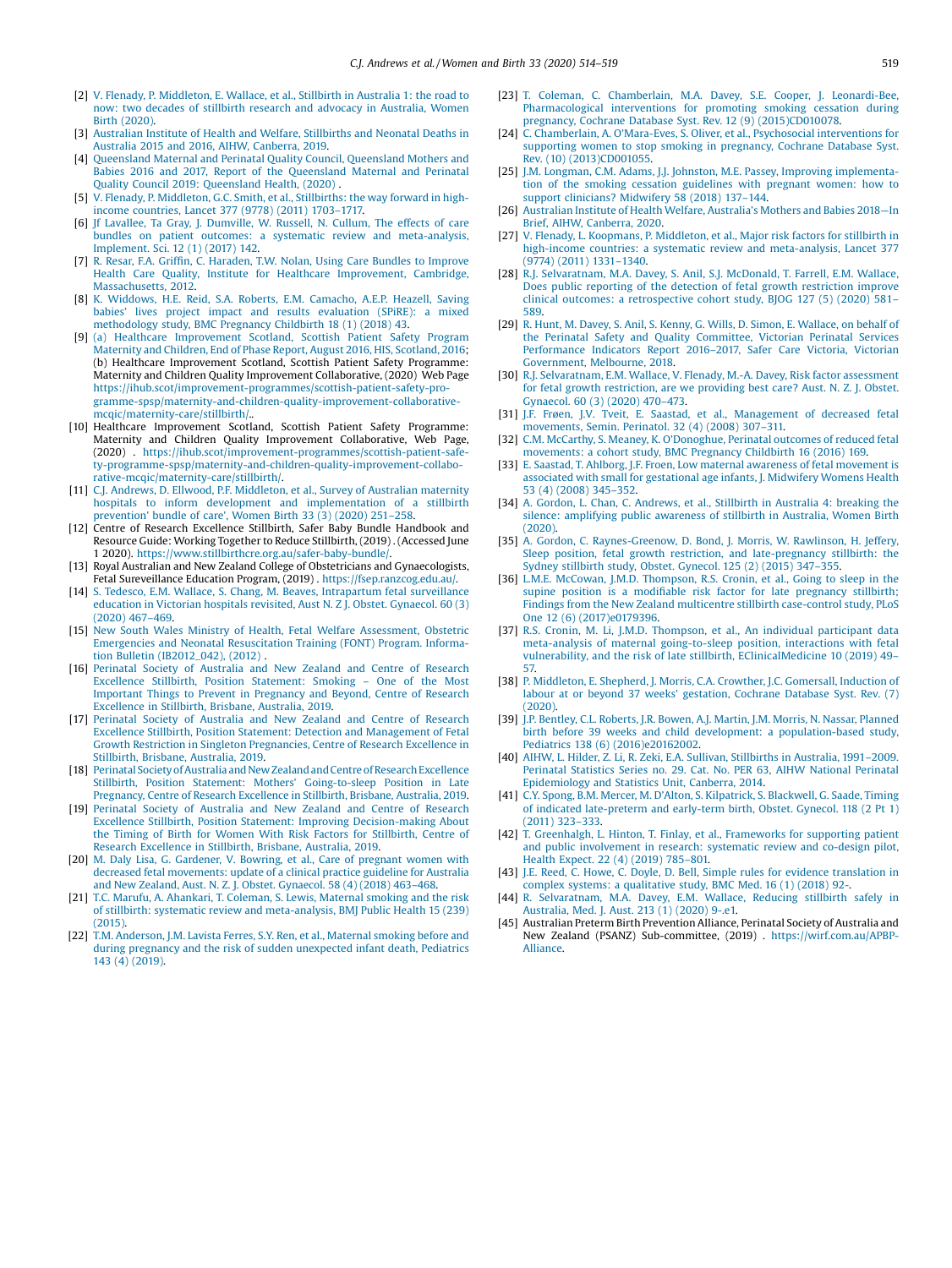[2] V. Flenady, P. Middleton, E. Wallace, et al., Stillbirth in Australia 1: the road to now: two decades of stillbirth research and advocacy in Australia, Women Birth (2020).

[3] Australian Institute of Health and Welfare, Stillbirths and Neonatal Deaths in Australia 2015 and 2016, AIHW, Canberra, 2019.

[4] Queensland Maternal and Perinatal Quality Council, Queensland Mothers and Babies 2016 and 2017, Report of the Queensland Maternal and Perinatal Quality Council 2019: Queensland Health, (2020) .

[5] V. Flenady, P. Middleton, G.C. Smith, et al., Stillbirths: the way forward in high-income countries, Lancet 377 (9778) (2011) 1703–1717.

[6] Jf Lavallee, Ta Gray, J. Dumville, W. Russell, N. Cullum, The effects of care bundles on patient outcomes: a systematic review and meta-analysis, Implement. Sci. 12 (1) (2017) 142.

[7] R. Resar, F.A. Griffin, C. Haraden, T.W. Nolan, Using Care Bundles to Improve Health Care Quality, Institute for Healthcare Improvement, Cambridge, Massachusetts, 2012.

[8] K. Widdows, H.E. Reid, S.A. Roberts, E.M. Camacho, A.E.P. Heazell, Saving babies' lives project impact and results evaluation (SPiRE): a mixed methodology study, BMC Pregnancy Childbirth 18 (1) (2018) 43.

[9] (a) Healthcare Improvement Scotland, Scottish Patient Safety Program Maternity and Children, End of Phase Report, August 2016, HIS, Scotland, 2016; (b) Healthcare Improvement Scotland, Scottish Patient Safety Programme: Maternity and Children Quality Improvement Collaborative, (2020) Web Page https://ihub.scot/improvement-programmes/scottish-patient-safety-programme-spsp/maternity-and-children-quality-improvement-collaborative-mcqic/maternity-care/stillbirth/..

[10] Healthcare Improvement Scotland, Scottish Patient Safety Programme: Maternity and Children Quality Improvement Collaborative, Web Page, (2020) . https://ihub.scot/improvement-programmes/scottish-patient-safety-programme-spsp/maternity-and-children-quality-improvement-collaborative-mcqic/maternity-care/stillbirth/.

[11] C.J. Andrews, D. Ellwood, P.F. Middleton, et al., Survey of Australian maternity hospitals to inform development and implementation of a stillbirth prevention' bundle of care', Women Birth 33 (3) (2020) 251–258.

[12] Centre of Research Excellence Stillbirth, Safer Baby Bundle Handbook and Resource Guide: Working Together to Reduce Stillbirth, (2019) . (Accessed June 1 2020). https://www.stillbirthcre.org.au/safer-baby-bundle/.

[13] Royal Australian and New Zealand College of Obstetricians and Gynaecologists, Fetal Surveillance Education Program, (2019) . https://fsep.ranzcog.edu.au/.

[14] S. Tedesco, E.M. Wallace, S. Chang, M. Beaves, Intrapartum fetal surveillance education in Victorian hospitals revisited, Aust N Z J Obstet. Gynaecol. 60 (3) (2020) 467–469.

[15] New South Wales Ministry of Health, Fetal Welfare Assessment, Obstetric Emergencies and Neonatal Resuscitation Training (FONT) Program. Information Bulletin (IB2012_042), (2012) .

[16] Perinatal Society of Australia and New Zealand and Centre of Research Excellence Stillbirth, Position Statement: Smoking – One of the Most Important Things to Prevent in Pregnancy and Beyond, Centre of Research Excellence in Stillbirth, Brisbane, Australia, 2019.

[17] Perinatal Society of Australia and New Zealand and Centre of Research Excellence Stillbirth, Position Statement: Detection and Management of Fetal Growth Restriction in Singleton Pregnancies, Centre of Research Excellence in Stillbirth, Brisbane, Australia, 2019.

[18] Perinatal Society of Australia and New Zealand and Centre of Research Excellence Stillbirth, Position Statement: Mothers' Going-to-sleep Position in Late Pregnancy, Centre of Research Excellence in Stillbirth, Brisbane, Australia, 2019.

[19] Perinatal Society of Australia and New Zealand and Centre of Research Excellence Stillbirth, Position Statement: Improving Decision-making About the Timing of Birth for Women With Risk Factors for Stillbirth, Centre of Research Excellence in Stillbirth, Brisbane, Australia, 2019.

[20] M. Daly Lisa, G. Gardener, V. Bowring, et al., Care of pregnant women with decreased fetal movements: update of a clinical practice guideline for Australia and New Zealand, Aust. N. Z. J. Obstet. Gynaecol. 58 (4) (2018) 463–468.

[21] T.C. Marufu, A. Ahankari, T. Coleman, S. Lewis, Maternal smoking and the risk of stillbirth: systematic review and meta-analysis, BMJ Public Health 15 (239) (2015).

[22] T.M. Anderson, J.M. Lavista Ferres, S.Y. Ren, et al., Maternal smoking before and during pregnancy and the risk of sudden unexpected infant death, Pediatrics 143 (4) (2019).

[23] T. Coleman, C. Chamberlain, M.A. Davey, S.E. Cooper, J. Leonardi-Bee, Pharmacological interventions for promoting smoking cessation during pregnancy, Cochrane Database Syst. Rev. 12 (9) (2015)CD010078.

[24] C. Chamberlain, A. O'Mara-Eves, S. Oliver, et al., Psychosocial interventions for supporting women to stop smoking in pregnancy, Cochrane Database Syst. Rev. (10) (2013)CD001055.

[25] J.M. Longman, C.M. Adams, J.J. Johnston, M.E. Passey, Improving implementation of the smoking cessation guidelines with pregnant women: how to support clinicians? Midwifery 58 (2018) 137–144.

[26] Australian Institute of Health Welfare, Australia's Mothers and Babies 2018—In Brief, AIHW, Canberra, 2020.

[27] V. Flenady, L. Koopmans, P. Middleton, et al., Major risk factors for stillbirth in high-income countries: a systematic review and meta-analysis, Lancet 377 (9774) (2011) 1331–1340.

[28] R.J. Selvaratnam, M.A. Davey, S. Anil, S.J. McDonald, T. Farrell, E.M. Wallace, Does public reporting of the detection of fetal growth restriction improve clinical outcomes: a retrospective cohort study, BJOG 127 (5) (2020) 581–589.

[29] R. Hunt, M. Davey, S. Anil, S. Kenny, G. Wills, D. Simon, E. Wallace, on behalf of the Perinatal Safety and Quality Committee, Victorian Perinatal Services Performance Indicators Report 2016–2017, Safer Care Victoria, Victorian Government, Melbourne, 2018.

[30] R.J. Selvaratnam, E.M. Wallace, V. Flenady, M.-A. Davey, Risk factor assessment for fetal growth restriction, are we providing best care? Aust. N. Z. J. Obstet. Gynaecol. 60 (3) (2020) 470–473.

[31] J.F. Frøen, J.V. Tveit, E. Saastad, et al., Management of decreased fetal movements, Semin. Perinatol. 32 (4) (2008) 307–311.

[32] C.M. McCarthy, S. Meaney, K. O'Donoghue, Perinatal outcomes of reduced fetal movements: a cohort study, BMC Pregnancy Childbirth 16 (2016) 169.

[33] E. Saastad, T. Ahlborg, J.F. Froen, Low maternal awareness of fetal movement is associated with small for gestational age infants, J. Midwifery Womens Health 53 (4) (2008) 345–352.

[34] A. Gordon, L. Chan, C. Andrews, et al., Stillbirth in Australia 4: breaking the silence: amplifying public awareness of stillbirth in Australia, Women Birth (2020).

[35] A. Gordon, C. Raynes-Greenow, D. Bond, J. Morris, W. Rawlinson, H. Jeffery, Sleep position, fetal growth restriction, and late-pregnancy stillbirth: the Sydney stillbirth study, Obstet. Gynecol. 125 (2) (2015) 347–355.

[36] L.M.E. McCowan, J.M.D. Thompson, R.S. Cronin, et al., Going to sleep in the supine position is a modifiable risk factor for late pregnancy stillbirth; Findings from the New Zealand multicentre stillbirth case-control study, PLoS One 12 (6) (2017)e0179396.

[37] R.S. Cronin, M. Li, J.M.D. Thompson, et al., An individual participant data meta-analysis of maternal going-to-sleep position, interactions with fetal vulnerability, and the risk of late stillbirth, EClinicalMedicine 10 (2019) 49–57.

[38] P. Middleton, E. Shepherd, J. Morris, C.A. Crowther, J.C. Gomersall, Induction of labour at or beyond 37 weeks' gestation, Cochrane Database Syst. Rev. (7) (2020).

[39] J.P. Bentley, C.L. Roberts, J.R. Bowen, A.J. Martin, J.M. Morris, N. Nassar, Planned birth before 39 weeks and child development: a population-based study, Pediatrics 138 (6) (2016)e20162002.

[40] AIHW, L. Hilder, Z. Li, R. Zeki, E.A. Sullivan, Stillbirths in Australia, 1991–2009. Perinatal Statistics Series no. 29. Cat. No. PER 63, AIHW National Perinatal Epidemiology and Statistics Unit, Canberra, 2014.

[41] C.Y. Spong, B.M. Mercer, M. D'Alton, S. Kilpatrick, S. Blackwell, G. Saade, Timing of indicated late-preterm and early-term birth, Obstet. Gynecol. 118 (2 Pt 1) (2011) 323–333.

[42] T. Greenhalgh, L. Hinton, T. Finlay, et al., Frameworks for supporting patient and public involvement in research: systematic review and co-design pilot, Health Expect. 22 (4) (2019) 785–801.

[43] J.E. Reed, C. Howe, C. Doyle, D. Bell, Simple rules for evidence translation in complex systems: a qualitative study, BMC Med. 16 (1) (2018) 92-.

[44] R. Selvaratnam, M.A. Davey, E.M. Wallace, Reducing stillbirth safely in Australia, Med. J. Aust. 213 (1) (2020) 9-.e1.

[45] Australian Preterm Birth Prevention Alliance, Perinatal Society of Australia and New Zealand (PSANZ) Sub-committee, (2019) . https://wirf.com.au/APBP-Alliance.